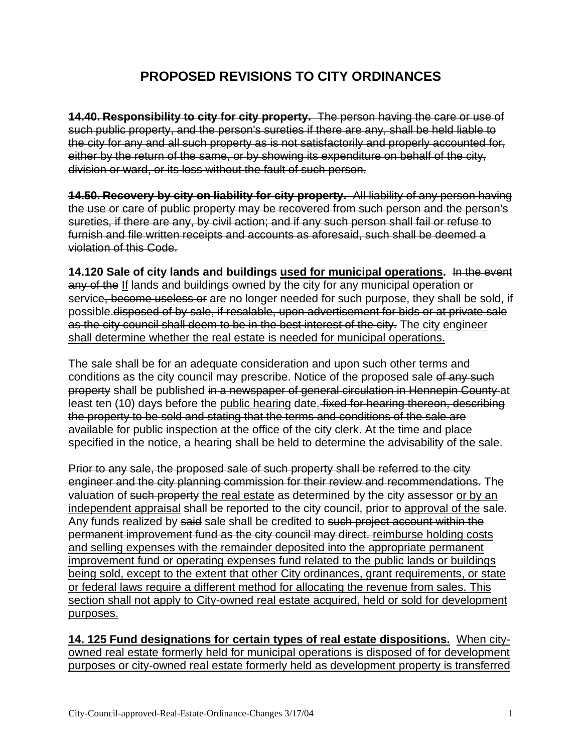# PROPOSED REVISIONS TO CITY ORDINANCES

~~**14.40. Responsibility to city for city property.** The person having the care or use of such public property, and the person's sureties if there are any, shall be held liable to the city for any and all such property as is not satisfactorily and properly accounted for, either by the return of the same, or by showing its expenditure on behalf of the city, division or ward, or its loss without the fault of such person.~~

~~**14.50. Recovery by city on liability for city property.** All liability of any person having the use or care of public property may be recovered from such person and the person's sureties, if there are any, by civil action; and if any such person shall fail or refuse to furnish and file written receipts and accounts as aforesaid, such shall be deemed a violation of this Code.~~

**14.120 Sale of city lands and buildings <u>used for municipal operations</u>.** ~~In the event any of the~~ <u>If</u> lands and buildings owned by the city for any municipal operation or service~~, become useless or~~ <u>are</u> no longer needed for such purpose, they shall be <u>sold, if possible.</u>~~disposed of by sale, if resalable, upon advertisement for bids or at private sale as the city council shall deem to be in the best interest of the city.~~ <u>The city engineer shall determine whether the real estate is needed for municipal operations.</u>

The sale shall be for an adequate consideration and upon such other terms and conditions as the city council may prescribe. Notice of the proposed sale ~~of any such property~~ shall be published ~~in a newspaper of general circulation in Hennepin County~~ at least ten (10) days before the <u>public hearing</u> date<u>.</u> ~~fixed for hearing thereon, describing the property to be sold and stating that the terms and conditions of the sale are available for public inspection at the office of the city clerk. At the time and place specified in the notice, a hearing shall be held to determine the advisability of the sale.~~

~~Prior to any sale, the proposed sale of such property shall be referred to the city engineer and the city planning commission for their review and recommendations.~~ The valuation of ~~such property~~ <u>the real estate</u> as determined by the city assessor <u>or by an independent appraisal</u> shall be reported to the city council, prior to <u>approval of the</u> sale. Any funds realized by ~~said~~ sale shall be credited to ~~such project account within the permanent improvement fund as the city council may direct.~~ <u>reimburse holding costs and selling expenses with the remainder deposited into the appropriate permanent improvement fund or operating expenses fund related to the public lands or buildings being sold, except to the extent that other City ordinances, grant requirements, or state or federal laws require a different method for allocating the revenue from sales. This section shall not apply to City-owned real estate acquired, held or sold for development purposes.</u>

**<u>14. 125 Fund designations for certain types of real estate dispositions.</u>** <u>When city-owned real estate formerly held for municipal operations is disposed of for development purposes or city-owned real estate formerly held as development property is transferred</u>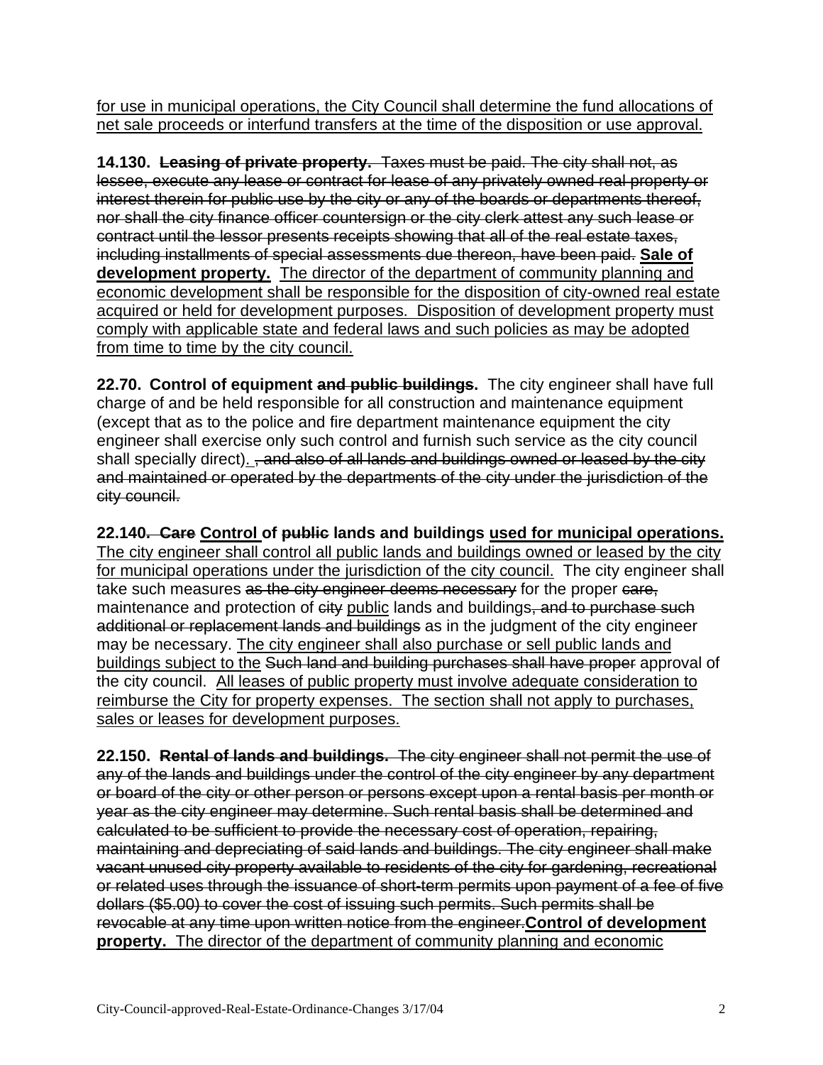<u>for use in municipal operations, the City Council shall determine the fund allocations of net sale proceeds or interfund transfers at the time of the disposition or use approval.</u>

**14.130. ~~Leasing of private property.~~** ~~Taxes must be paid. The city shall not, as lessee, execute any lease or contract for lease of any privately owned real property or interest therein for public use by the city or any of the boards or departments thereof, nor shall the city finance officer countersign or the city clerk attest any such lease or contract until the lessor presents receipts showing that all of the real estate taxes, including installments of special assessments due thereon, have been paid.~~ **<u>Sale of development property.</u>** <u>The director of the department of community planning and economic development shall be responsible for the disposition of city-owned real estate acquired or held for development purposes. Disposition of development property must comply with applicable state and federal laws and such policies as may be adopted from time to time by the city council.</u>

**22.70. Control of equipment ~~and public buildings~~.** The city engineer shall have full charge of and be held responsible for all construction and maintenance equipment (except that as to the police and fire department maintenance equipment the city engineer shall exercise only such control and furnish such service as the city council shall specially direct)<u>.</u> ~~, and also of all lands and buildings owned or leased by the city and maintained or operated by the departments of the city under the jurisdiction of the city council.~~

**22.140~~. Care~~ <u>Control</u> of ~~public~~ lands and buildings <u>used for municipal operations.</u>** <u>The city engineer shall control all public lands and buildings owned or leased by the city for municipal operations under the jurisdiction of the city council.</u> The city engineer shall take such measures ~~as the city engineer deems necessary~~ for the proper ~~care,~~ maintenance and protection of ~~city~~ <u>public</u> lands and buildings~~, and to purchase such additional or replacement lands and buildings~~ as in the judgment of the city engineer may be necessary. <u>The city engineer shall also purchase or sell public lands and buildings subject to the</u> ~~Such land and building purchases shall have proper~~ approval of the city council. <u>All leases of public property must involve adequate consideration to reimburse the City for property expenses. The section shall not apply to purchases, sales or leases for development purposes.</u>

**22.150. ~~Rental of lands and buildings.~~** ~~The city engineer shall not permit the use of any of the lands and buildings under the control of the city engineer by any department or board of the city or other person or persons except upon a rental basis per month or year as the city engineer may determine. Such rental basis shall be determined and calculated to be sufficient to provide the necessary cost of operation, repairing, maintaining and depreciating of said lands and buildings. The city engineer shall make vacant unused city property available to residents of the city for gardening, recreational or related uses through the issuance of short-term permits upon payment of a fee of five dollars ($5.00) to cover the cost of issuing such permits. Such permits shall be revocable at any time upon written notice from the engineer.~~**<u>Control of development property.</u>** <u>The director of the department of community planning and economic</u>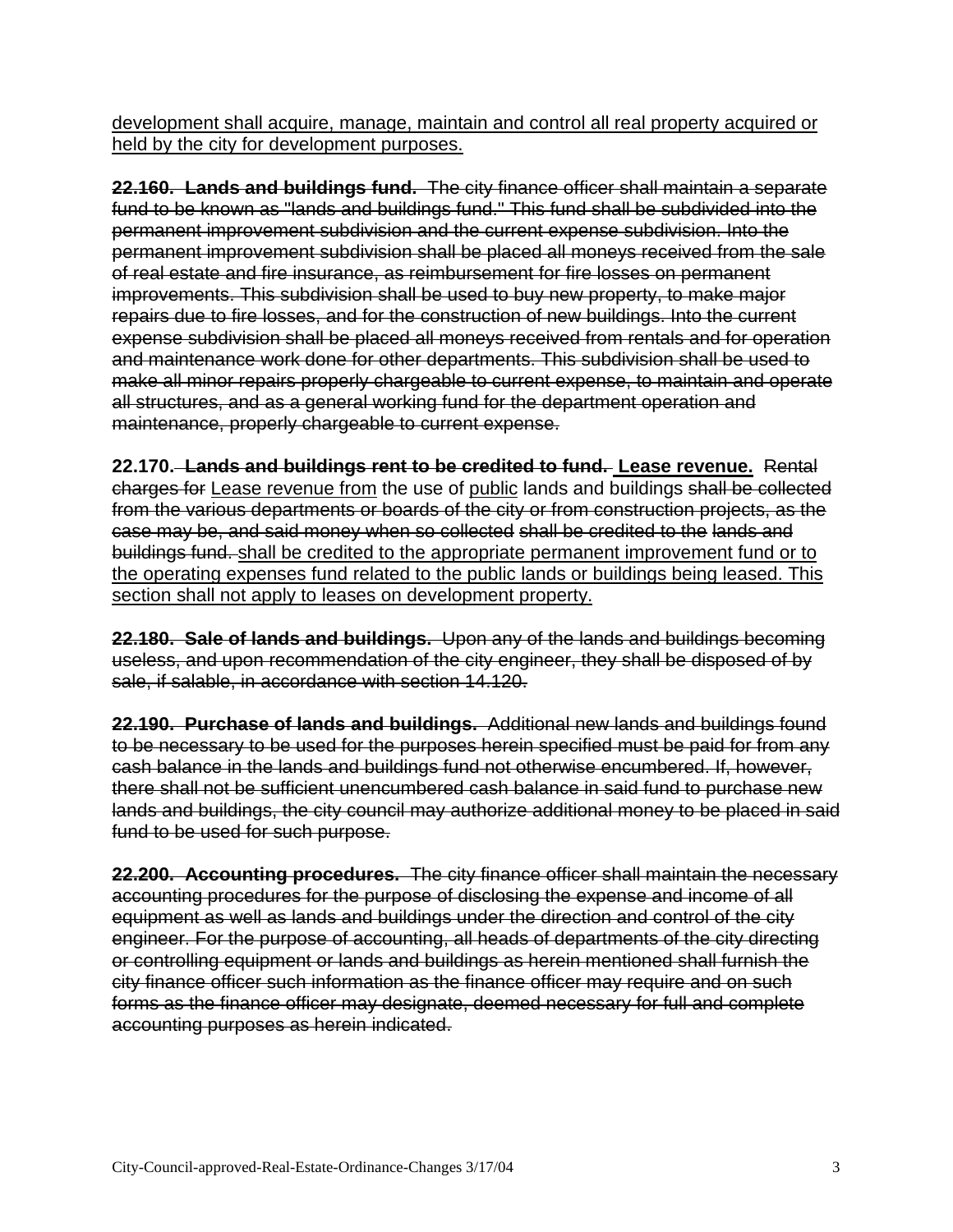<u>development shall acquire, manage, maintain and control all real property acquired or held by the city for development purposes.</u>

~~**22.160. Lands and buildings fund.** The city finance officer shall maintain a separate fund to be known as "lands and buildings fund." This fund shall be subdivided into the permanent improvement subdivision and the current expense subdivision. Into the permanent improvement subdivision shall be placed all moneys received from the sale of real estate and fire insurance, as reimbursement for fire losses on permanent improvements. This subdivision shall be used to buy new property, to make major repairs due to fire losses, and for the construction of new buildings. Into the current expense subdivision shall be placed all moneys received from rentals and for operation and maintenance work done for other departments. This subdivision shall be used to make all minor repairs properly chargeable to current expense, to maintain and operate all structures, and as a general working fund for the department operation and maintenance, properly chargeable to current expense.~~

**22.170.** ~~**Lands and buildings rent to be credited to fund.**~~ **<u>Lease revenue.</u>** ~~Rental charges for~~ <u>Lease revenue from</u> the use of <u>public</u> lands and buildings ~~shall be collected from the various departments or boards of the city or from construction projects, as the case may be, and said money when so collected shall be credited to the lands and buildings fund.~~ <u>shall be credited to the appropriate permanent improvement fund or to the operating expenses fund related to the public lands or buildings being leased. This section shall not apply to leases on development property.</u>

~~**22.180. Sale of lands and buildings.** Upon any of the lands and buildings becoming useless, and upon recommendation of the city engineer, they shall be disposed of by sale, if salable, in accordance with section 14.120.~~

~~**22.190. Purchase of lands and buildings.** Additional new lands and buildings found to be necessary to be used for the purposes herein specified must be paid for from any cash balance in the lands and buildings fund not otherwise encumbered. If, however, there shall not be sufficient unencumbered cash balance in said fund to purchase new lands and buildings, the city council may authorize additional money to be placed in said fund to be used for such purpose.~~

~~**22.200. Accounting procedures.** The city finance officer shall maintain the necessary accounting procedures for the purpose of disclosing the expense and income of all equipment as well as lands and buildings under the direction and control of the city engineer. For the purpose of accounting, all heads of departments of the city directing or controlling equipment or lands and buildings as herein mentioned shall furnish the city finance officer such information as the finance officer may require and on such forms as the finance officer may designate, deemed necessary for full and complete accounting purposes as herein indicated.~~